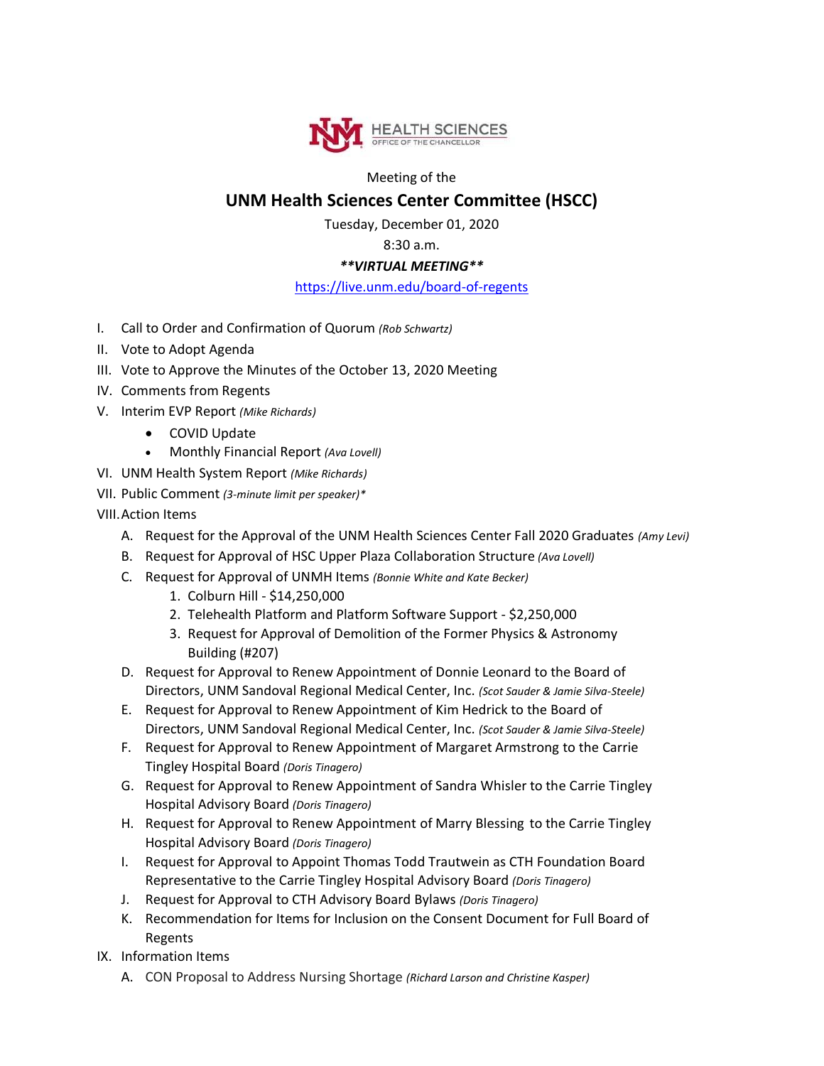HEALTH SCIENCES
OFFICE OF THE CHANCELLOR

Meeting of the

# UNM Health Sciences Center Committee (HSCC)

Tuesday, December 01, 2020

8:30 a.m.

***\*\*VIRTUAL MEETING\*\****

https://live.unm.edu/board-of-regents

I. Call to Order and Confirmation of Quorum *(Rob Schwartz)*

II. Vote to Adopt Agenda

III. Vote to Approve the Minutes of the October 13, 2020 Meeting

IV. Comments from Regents

V. Interim EVP Report *(Mike Richards)*
- COVID Update
- Monthly Financial Report *(Ava Lovell)*

VI. UNM Health System Report *(Mike Richards)*

VII. Public Comment *(3-minute limit per speaker)\**

VIII. Action Items

A. Request for the Approval of the UNM Health Sciences Center Fall 2020 Graduates *(Amy Levi)*

B. Request for Approval of HSC Upper Plaza Collaboration Structure *(Ava Lovell)*

C. Request for Approval of UNMH Items *(Bonnie White and Kate Becker)*

1. Colburn Hill - $14,250,000
2. Telehealth Platform and Platform Software Support - $2,250,000
3. Request for Approval of Demolition of the Former Physics & Astronomy Building (#207)

D. Request for Approval to Renew Appointment of Donnie Leonard to the Board of Directors, UNM Sandoval Regional Medical Center, Inc. *(Scot Sauder & Jamie Silva-Steele)*

E. Request for Approval to Renew Appointment of Kim Hedrick to the Board of Directors, UNM Sandoval Regional Medical Center, Inc. *(Scot Sauder & Jamie Silva-Steele)*

F. Request for Approval to Renew Appointment of Margaret Armstrong to the Carrie Tingley Hospital Board *(Doris Tinagero)*

G. Request for Approval to Renew Appointment of Sandra Whisler to the Carrie Tingley Hospital Advisory Board *(Doris Tinagero)*

H. Request for Approval to Renew Appointment of Marry Blessing to the Carrie Tingley Hospital Advisory Board *(Doris Tinagero)*

I. Request for Approval to Appoint Thomas Todd Trautwein as CTH Foundation Board Representative to the Carrie Tingley Hospital Advisory Board *(Doris Tinagero)*

J. Request for Approval to CTH Advisory Board Bylaws *(Doris Tinagero)*

K. Recommendation for Items for Inclusion on the Consent Document for Full Board of Regents

IX. Information Items

A. CON Proposal to Address Nursing Shortage *(Richard Larson and Christine Kasper)*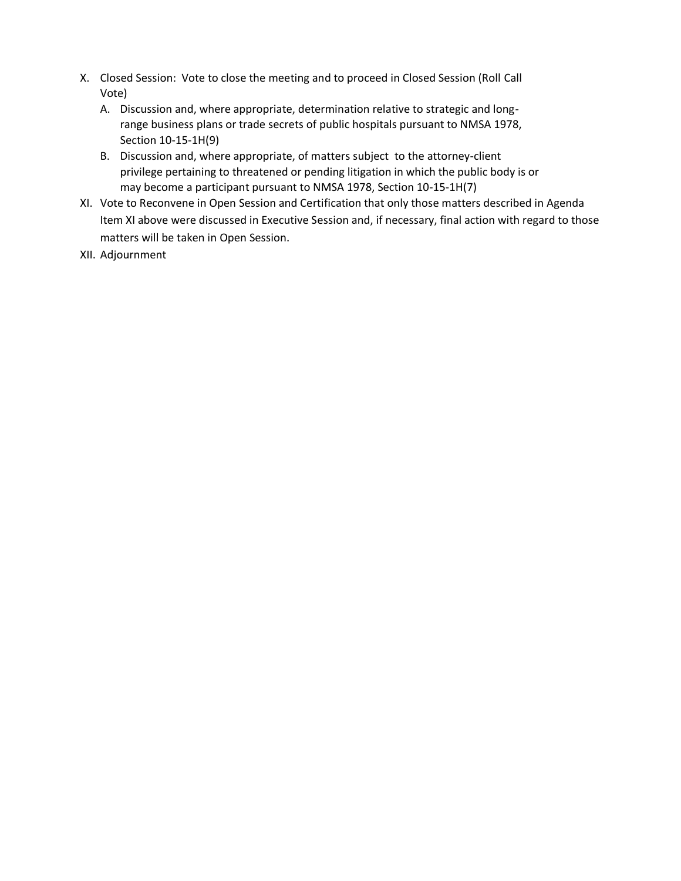X. Closed Session: Vote to close the meeting and to proceed in Closed Session (Roll Call Vote)
   A. Discussion and, where appropriate, determination relative to strategic and long-range business plans or trade secrets of public hospitals pursuant to NMSA 1978, Section 10-15-1H(9)
   B. Discussion and, where appropriate, of matters subject to the attorney-client privilege pertaining to threatened or pending litigation in which the public body is or may become a participant pursuant to NMSA 1978, Section 10-15-1H(7)

XI. Vote to Reconvene in Open Session and Certification that only those matters described in Agenda Item XI above were discussed in Executive Session and, if necessary, final action with regard to those matters will be taken in Open Session.

XII. Adjournment